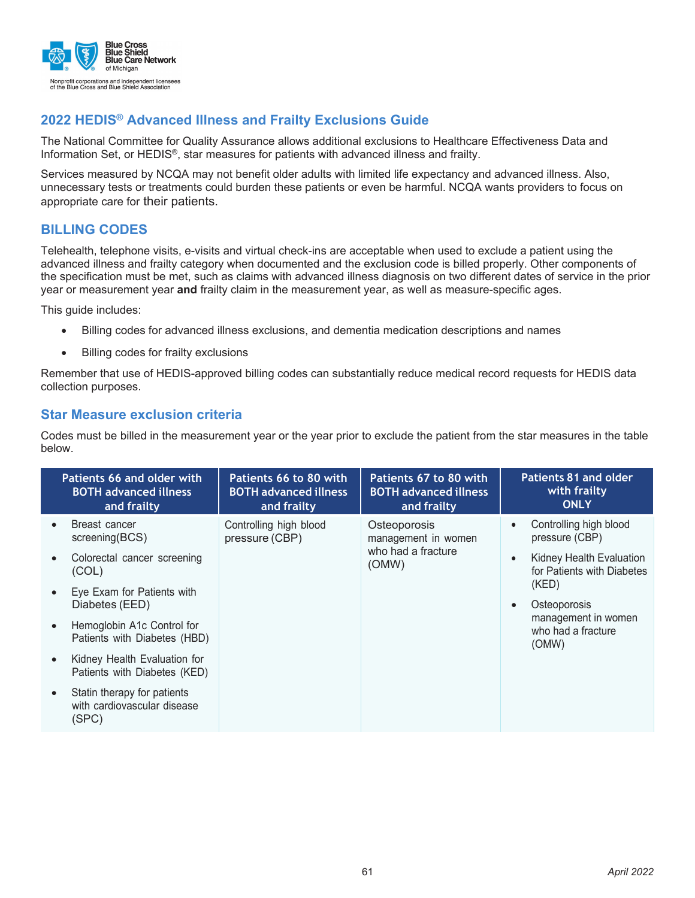Blue Cross Blue Shield Blue Care Network of Michigan

Nonprofit corporations and independent licensees of the Blue Cross and Blue Shield Association

## 2022 HEDIS® Advanced Illness and Frailty Exclusions Guide

The National Committee for Quality Assurance allows additional exclusions to Healthcare Effectiveness Data and Information Set, or HEDIS®, star measures for patients with advanced illness and frailty.

Services measured by NCQA may not benefit older adults with limited life expectancy and advanced illness. Also, unnecessary tests or treatments could burden these patients or even be harmful. NCQA wants providers to focus on appropriate care for their patients.

## BILLING CODES

Telehealth, telephone visits, e-visits and virtual check-ins are acceptable when used to exclude a patient using the advanced illness and frailty category when documented and the exclusion code is billed properly. Other components of the specification must be met, such as claims with advanced illness diagnosis on two different dates of service in the prior year or measurement year **and** frailty claim in the measurement year, as well as measure-specific ages.

This guide includes:

- Billing codes for advanced illness exclusions, and dementia medication descriptions and names
- Billing codes for frailty exclusions

Remember that use of HEDIS-approved billing codes can substantially reduce medical record requests for HEDIS data collection purposes.

## Star Measure exclusion criteria

Codes must be billed in the measurement year or the year prior to exclude the patient from the star measures in the table below.

| Patients 66 and older with BOTH advanced illness and frailty | Patients 66 to 80 with BOTH advanced illness and frailty | Patients 67 to 80 with BOTH advanced illness and frailty | Patients 81 and older with frailty ONLY |
|---|---|---|---|
| • Breast cancer screening(BCS)<br>• Colorectal cancer screening (COL)<br>• Eye Exam for Patients with Diabetes (EED)<br>• Hemoglobin A1c Control for Patients with Diabetes (HBD)<br>• Kidney Health Evaluation for Patients with Diabetes (KED)<br>• Statin therapy for patients with cardiovascular disease (SPC) | Controlling high blood pressure (CBP) | Osteoporosis management in women who had a fracture (OMW) | • Controlling high blood pressure (CBP)<br>• Kidney Health Evaluation for Patients with Diabetes (KED)<br>• Osteoporosis management in women who had a fracture (OMW) |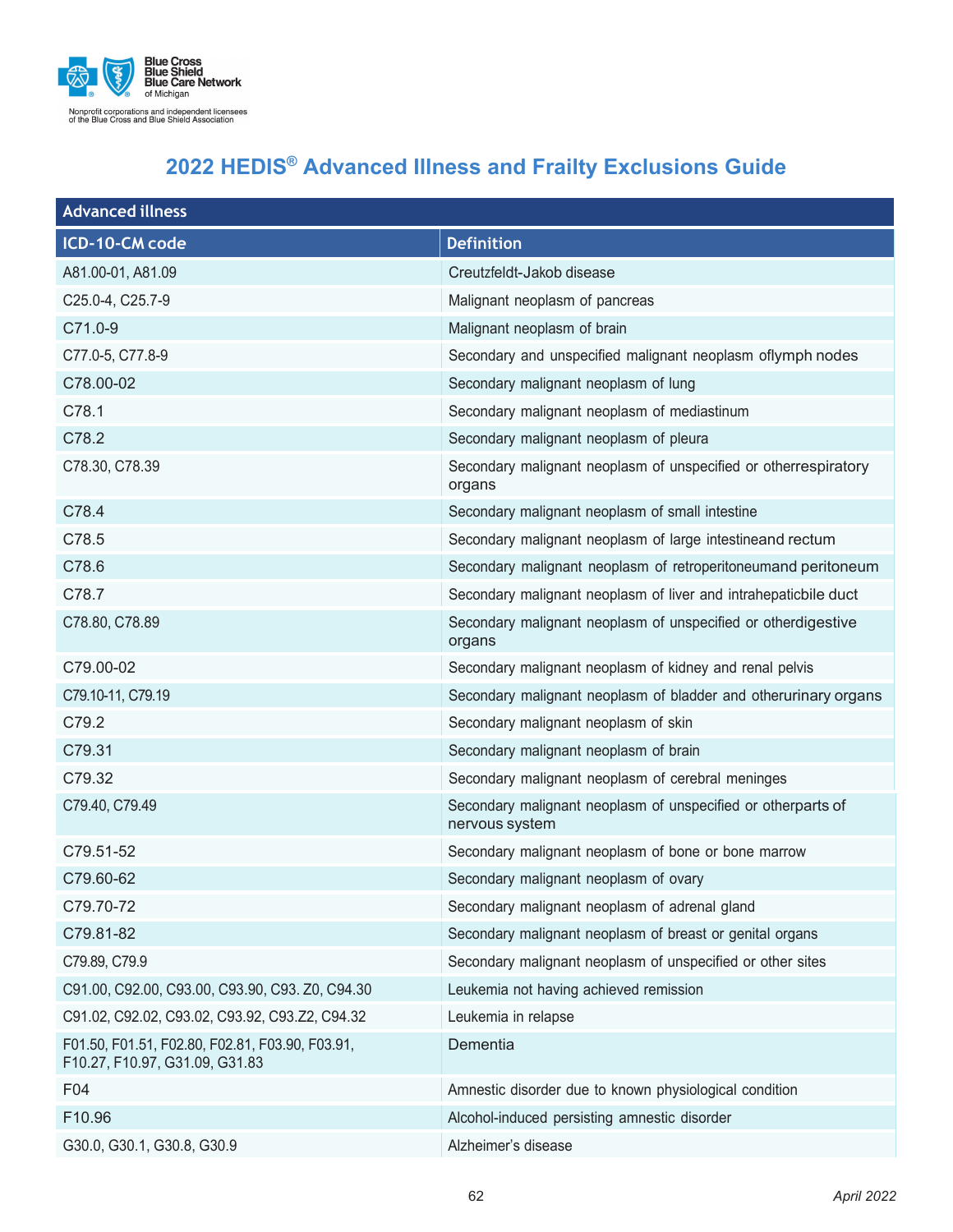Blue Cross Blue Shield Blue Care Network of Michigan

Nonprofit corporations and independent licensees of the Blue Cross and Blue Shield Association

# 2022 HEDIS® Advanced Illness and Frailty Exclusions Guide

| Advanced illness | |
|---|---|
| **ICD-10-CM code** | **Definition** |
| A81.00-01, A81.09 | Creutzfeldt-Jakob disease |
| C25.0-4, C25.7-9 | Malignant neoplasm of pancreas |
| C71.0-9 | Malignant neoplasm of brain |
| C77.0-5, C77.8-9 | Secondary and unspecified malignant neoplasm oflymph nodes |
| C78.00-02 | Secondary malignant neoplasm of lung |
| C78.1 | Secondary malignant neoplasm of mediastinum |
| C78.2 | Secondary malignant neoplasm of pleura |
| C78.30, C78.39 | Secondary malignant neoplasm of unspecified or otherrespiratory organs |
| C78.4 | Secondary malignant neoplasm of small intestine |
| C78.5 | Secondary malignant neoplasm of large intestineand rectum |
| C78.6 | Secondary malignant neoplasm of retroperitoneumand peritoneum |
| C78.7 | Secondary malignant neoplasm of liver and intrahepaticbile duct |
| C78.80, C78.89 | Secondary malignant neoplasm of unspecified or otherdigestive organs |
| C79.00-02 | Secondary malignant neoplasm of kidney and renal pelvis |
| C79.10-11, C79.19 | Secondary malignant neoplasm of bladder and otherurinary organs |
| C79.2 | Secondary malignant neoplasm of skin |
| C79.31 | Secondary malignant neoplasm of brain |
| C79.32 | Secondary malignant neoplasm of cerebral meninges |
| C79.40, C79.49 | Secondary malignant neoplasm of unspecified or otherparts of nervous system |
| C79.51-52 | Secondary malignant neoplasm of bone or bone marrow |
| C79.60-62 | Secondary malignant neoplasm of ovary |
| C79.70-72 | Secondary malignant neoplasm of adrenal gland |
| C79.81-82 | Secondary malignant neoplasm of breast or genital organs |
| C79.89, C79.9 | Secondary malignant neoplasm of unspecified or other sites |
| C91.00, C92.00, C93.00, C93.90, C93. Z0, C94.30 | Leukemia not having achieved remission |
| C91.02, C92.02, C93.02, C93.92, C93.Z2, C94.32 | Leukemia in relapse |
| F01.50, F01.51, F02.80, F02.81, F03.90, F03.91, F10.27, F10.97, G31.09, G31.83 | Dementia |
| F04 | Amnestic disorder due to known physiological condition |
| F10.96 | Alcohol-induced persisting amnestic disorder |
| G30.0, G30.1, G30.8, G30.9 | Alzheimer's disease |

*April 2022*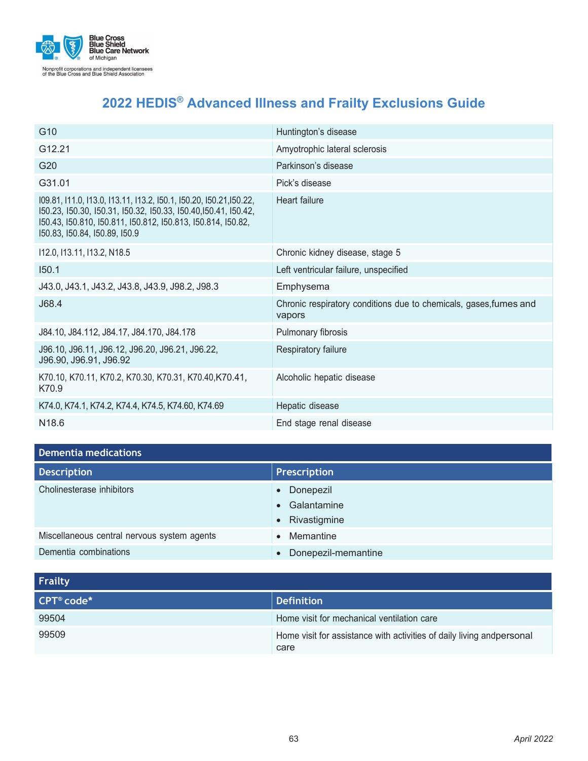# 2022 HEDIS® Advanced Illness and Frailty Exclusions Guide

| | |
|---|---|
| G10 | Huntington's disease |
| G12.21 | Amyotrophic lateral sclerosis |
| G20 | Parkinson's disease |
| G31.01 | Pick's disease |
| I09.81, I11.0, I13.0, I13.11, I13.2, I50.1, I50.20, I50.21,I50.22, I50.23, I50.30, I50.31, I50.32, I50.33, I50.40,I50.41, I50.42, I50.43, I50.810, I50.811, I50.812, I50.813, I50.814, I50.82, I50.83, I50.84, I50.89, I50.9 | Heart failure |
| I12.0, I13.11, I13.2, N18.5 | Chronic kidney disease, stage 5 |
| I50.1 | Left ventricular failure, unspecified |
| J43.0, J43.1, J43.2, J43.8, J43.9, J98.2, J98.3 | Emphysema |
| J68.4 | Chronic respiratory conditions due to chemicals, gases,fumes and vapors |
| J84.10, J84.112, J84.17, J84.170, J84.178 | Pulmonary fibrosis |
| J96.10, J96.11, J96.12, J96.20, J96.21, J96.22, J96.90, J96.91, J96.92 | Respiratory failure |
| K70.10, K70.11, K70.2, K70.30, K70.31, K70.40,K70.41, K70.9 | Alcoholic hepatic disease |
| K74.0, K74.1, K74.2, K74.4, K74.5, K74.60, K74.69 | Hepatic disease |
| N18.6 | End stage renal disease |

| Dementia medications | |
|---|---|
| **Description** | **Prescription** |
| Cholinesterase inhibitors | • Donepezil<br>• Galantamine<br>• Rivastigmine |
| Miscellaneous central nervous system agents | • Memantine |
| Dementia combinations | • Donepezil-memantine |

| Frailty | |
|---|---|
| **CPT® code*** | **Definition** |
| 99504 | Home visit for mechanical ventilation care |
| 99509 | Home visit for assistance with activities of daily living andpersonal care |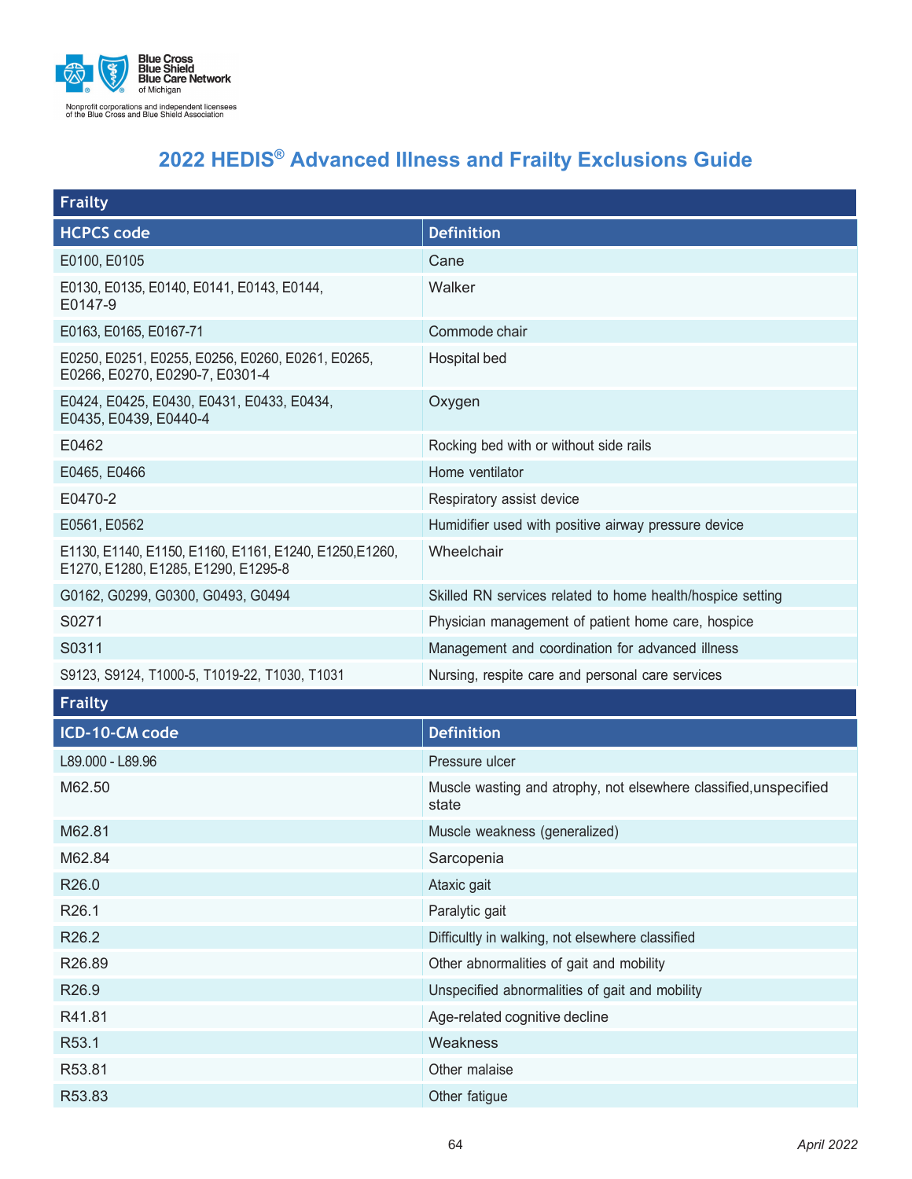# 2022 HEDIS® Advanced Illness and Frailty Exclusions Guide

| Frailty | |
|---|---|
| **HCPCS code** | **Definition** |
| E0100, E0105 | Cane |
| E0130, E0135, E0140, E0141, E0143, E0144, E0147-9 | Walker |
| E0163, E0165, E0167-71 | Commode chair |
| E0250, E0251, E0255, E0256, E0260, E0261, E0265, E0266, E0270, E0290-7, E0301-4 | Hospital bed |
| E0424, E0425, E0430, E0431, E0433, E0434, E0435, E0439, E0440-4 | Oxygen |
| E0462 | Rocking bed with or without side rails |
| E0465, E0466 | Home ventilator |
| E0470-2 | Respiratory assist device |
| E0561, E0562 | Humidifier used with positive airway pressure device |
| E1130, E1140, E1150, E1160, E1161, E1240, E1250,E1260, E1270, E1280, E1285, E1290, E1295-8 | Wheelchair |
| G0162, G0299, G0300, G0493, G0494 | Skilled RN services related to home health/hospice setting |
| S0271 | Physician management of patient home care, hospice |
| S0311 | Management and coordination for advanced illness |
| S9123, S9124, T1000-5, T1019-22, T1030, T1031 | Nursing, respite care and personal care services |

| Frailty | |
|---|---|
| **ICD-10-CM code** | **Definition** |
| L89.000 - L89.96 | Pressure ulcer |
| M62.50 | Muscle wasting and atrophy, not elsewhere classified,unspecified state |
| M62.81 | Muscle weakness (generalized) |
| M62.84 | Sarcopenia |
| R26.0 | Ataxic gait |
| R26.1 | Paralytic gait |
| R26.2 | Difficultly in walking, not elsewhere classified |
| R26.89 | Other abnormalities of gait and mobility |
| R26.9 | Unspecified abnormalities of gait and mobility |
| R41.81 | Age-related cognitive decline |
| R53.1 | Weakness |
| R53.81 | Other malaise |
| R53.83 | Other fatigue |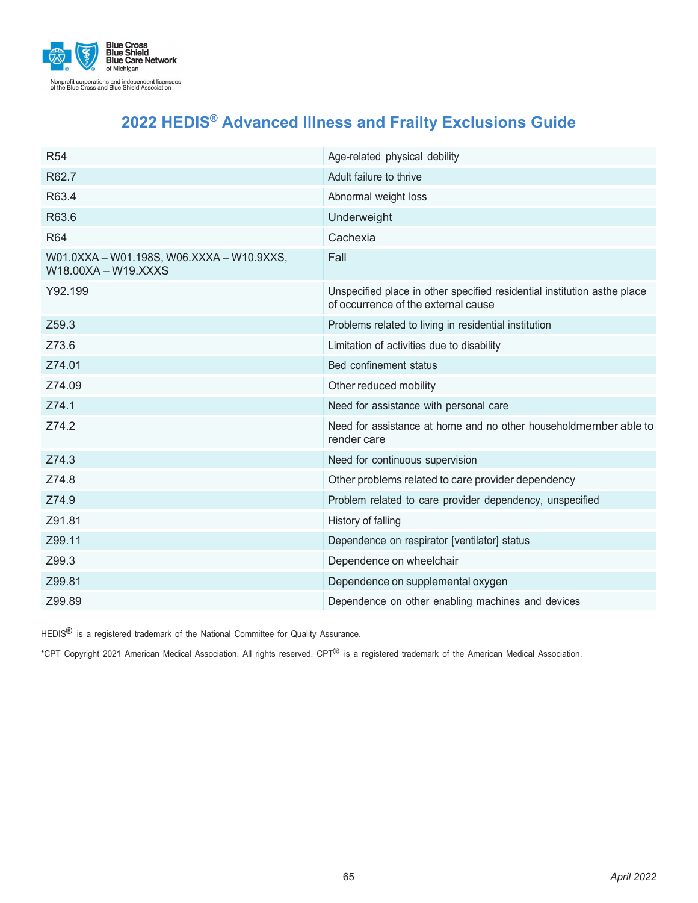Blue Cross Blue Shield Blue Care Network of Michigan

Nonprofit corporations and independent licensees of the Blue Cross and Blue Shield Association

# 2022 HEDIS® Advanced Illness and Frailty Exclusions Guide

| | |
|---|---|
| R54 | Age-related physical debility |
| R62.7 | Adult failure to thrive |
| R63.4 | Abnormal weight loss |
| R63.6 | Underweight |
| R64 | Cachexia |
| W01.0XXA – W01.198S, W06.XXXA – W10.9XXS, W18.00XA – W19.XXXS | Fall |
| Y92.199 | Unspecified place in other specified residential institution asthe place of occurrence of the external cause |
| Z59.3 | Problems related to living in residential institution |
| Z73.6 | Limitation of activities due to disability |
| Z74.01 | Bed confinement status |
| Z74.09 | Other reduced mobility |
| Z74.1 | Need for assistance with personal care |
| Z74.2 | Need for assistance at home and no other householdmember able to render care |
| Z74.3 | Need for continuous supervision |
| Z74.8 | Other problems related to care provider dependency |
| Z74.9 | Problem related to care provider dependency, unspecified |
| Z91.81 | History of falling |
| Z99.11 | Dependence on respirator [ventilator] status |
| Z99.3 | Dependence on wheelchair |
| Z99.81 | Dependence on supplemental oxygen |
| Z99.89 | Dependence on other enabling machines and devices |

HEDIS® is a registered trademark of the National Committee for Quality Assurance.

*CPT Copyright 2021 American Medical Association. All rights reserved. CPT® is a registered trademark of the American Medical Association.

April 2022